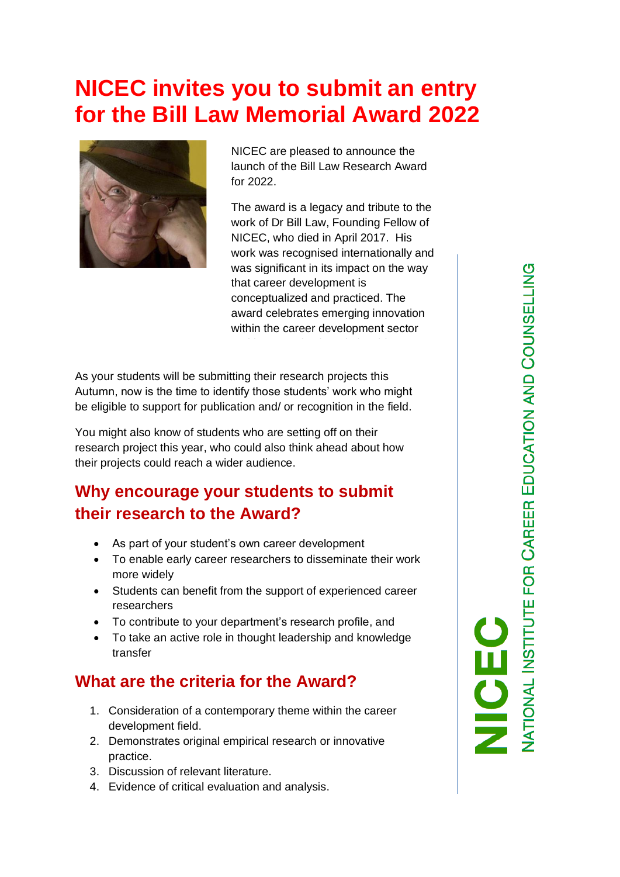# NICEC invites you to submit an entry for the Bill Law Memorial Award 2022

NICEC are pleased to announce the launch of the Bill Law Research Award for 2022.

The award is a legacy and tribute to the work of Dr Bill Law, Founding Fellow of NICEC, who died in April 2017. His work was recognised internationally and was significant in its impact on the way that career development is conceptualized and practiced. The award celebrates emerging innovation within the career development sector

As your students will be submitting their research projects this Autumn, now is the time to identify those students' work who might be eligible to support for publication and/ or recognition in the field.

You might also know of students who are setting off on their research project this year, who could also think ahead about how their projects could reach a wider audience.

## Why encourage your students to submit their research to the Award?

- As part of your student's own career development
- To enable early career researchers to disseminate their work more widely
- Students can benefit from the support of experienced career researchers
- To contribute to your department's research profile, and
- To take an active role in thought leadership and knowledge transfer

## What are the criteria for the Award?

1. Consideration of a contemporary theme within the career development field.
2. Demonstrates original empirical research or innovative practice.
3. Discussion of relevant literature.
4. Evidence of critical evaluation and analysis.

NICEC
NATIONAL INSTITUTE FOR CAREER EDUCATION AND COUNSELLING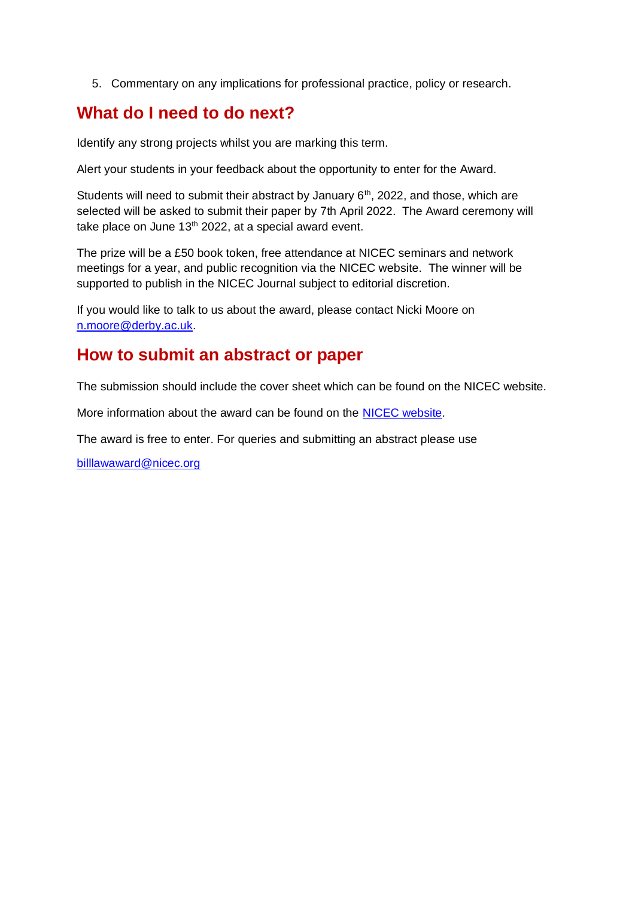5. Commentary on any implications for professional practice, policy or research.

## What do I need to do next?

Identify any strong projects whilst you are marking this term.

Alert your students in your feedback about the opportunity to enter for the Award.

Students will need to submit their abstract by January 6th, 2022, and those, which are selected will be asked to submit their paper by 7th April 2022. The Award ceremony will take place on June 13th 2022, at a special award event.

The prize will be a £50 book token, free attendance at NICEC seminars and network meetings for a year, and public recognition via the NICEC website. The winner will be supported to publish in the NICEC Journal subject to editorial discretion.

If you would like to talk to us about the award, please contact Nicki Moore on n.moore@derby.ac.uk.

## How to submit an abstract or paper

The submission should include the cover sheet which can be found on the NICEC website.

More information about the award can be found on the NICEC website.

The award is free to enter. For queries and submitting an abstract please use

billlawaward@nicec.org